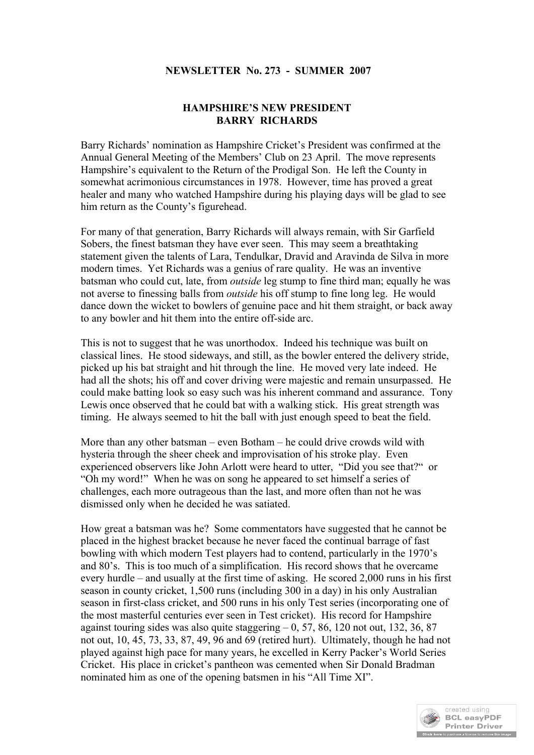**NEWSLETTER No. 273 - SUMMER 2007**

## HAMPSHIRE'S NEW PRESIDENT
## BARRY RICHARDS

Barry Richards' nomination as Hampshire Cricket's President was confirmed at the Annual General Meeting of the Members' Club on 23 April. The move represents Hampshire's equivalent to the Return of the Prodigal Son. He left the County in somewhat acrimonious circumstances in 1978. However, time has proved a great healer and many who watched Hampshire during his playing days will be glad to see him return as the County's figurehead.

For many of that generation, Barry Richards will always remain, with Sir Garfield Sobers, the finest batsman they have ever seen. This may seem a breathtaking statement given the talents of Lara, Tendulkar, Dravid and Aravinda de Silva in more modern times. Yet Richards was a genius of rare quality. He was an inventive batsman who could cut, late, from *outside* leg stump to fine third man; equally he was not averse to finessing balls from *outside* his off stump to fine long leg. He would dance down the wicket to bowlers of genuine pace and hit them straight, or back away to any bowler and hit them into the entire off-side arc.

This is not to suggest that he was unorthodox. Indeed his technique was built on classical lines. He stood sideways, and still, as the bowler entered the delivery stride, picked up his bat straight and hit through the line. He moved very late indeed. He had all the shots; his off and cover driving were majestic and remain unsurpassed. He could make batting look so easy such was his inherent command and assurance. Tony Lewis once observed that he could bat with a walking stick. His great strength was timing. He always seemed to hit the ball with just enough speed to beat the field.

More than any other batsman – even Botham – he could drive crowds wild with hysteria through the sheer cheek and improvisation of his stroke play. Even experienced observers like John Arlott were heard to utter, "Did you see that?" or "Oh my word!" When he was on song he appeared to set himself a series of challenges, each more outrageous than the last, and more often than not he was dismissed only when he decided he was satiated.

How great a batsman was he? Some commentators have suggested that he cannot be placed in the highest bracket because he never faced the continual barrage of fast bowling with which modern Test players had to contend, particularly in the 1970's and 80's. This is too much of a simplification. His record shows that he overcame every hurdle – and usually at the first time of asking. He scored 2,000 runs in his first season in county cricket, 1,500 runs (including 300 in a day) in his only Australian season in first-class cricket, and 500 runs in his only Test series (incorporating one of the most masterful centuries ever seen in Test cricket). His record for Hampshire against touring sides was also quite staggering – 0, 57, 86, 120 not out, 132, 36, 87 not out, 10, 45, 73, 33, 87, 49, 96 and 69 (retired hurt). Ultimately, though he had not played against high pace for many years, he excelled in Kerry Packer's World Series Cricket. His place in cricket's pantheon was cemented when Sir Donald Bradman nominated him as one of the opening batsmen in his "All Time XI".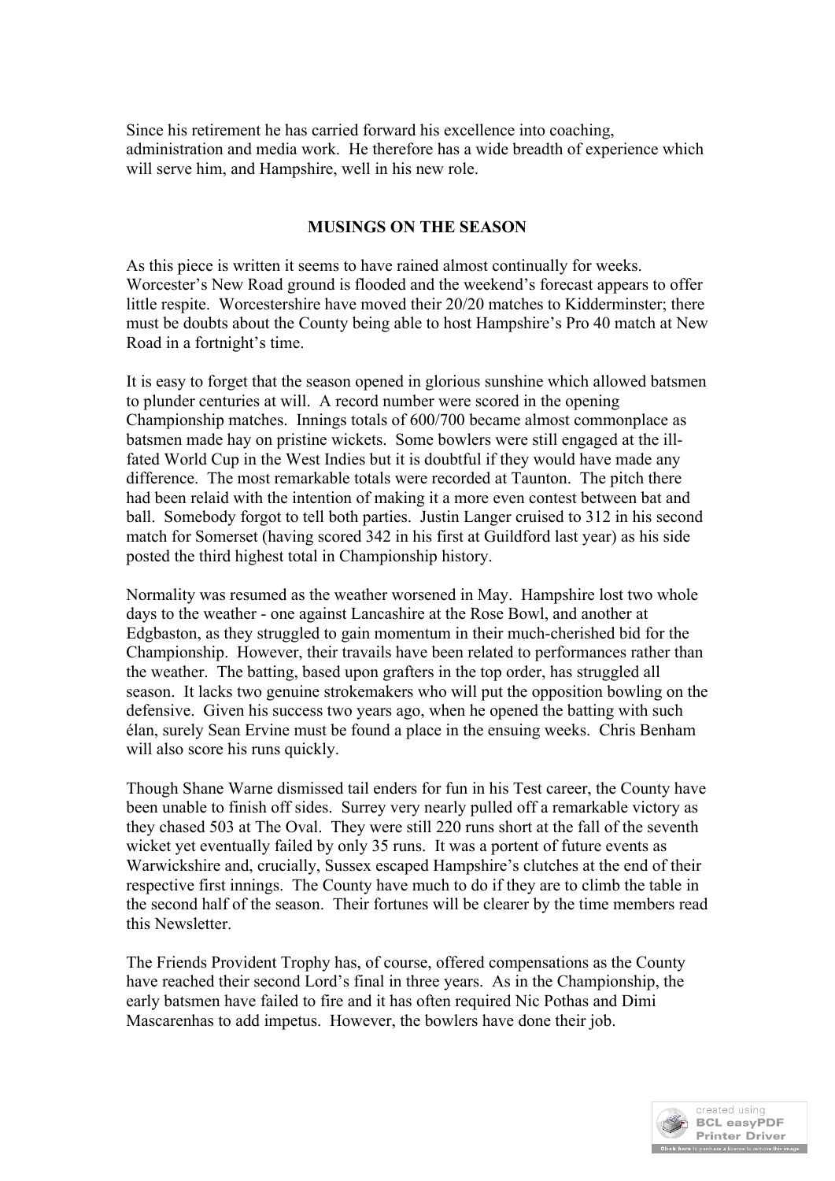Since his retirement he has carried forward his excellence into coaching, administration and media work. He therefore has a wide breadth of experience which will serve him, and Hampshire, well in his new role.

## MUSINGS ON THE SEASON

As this piece is written it seems to have rained almost continually for weeks. Worcester's New Road ground is flooded and the weekend's forecast appears to offer little respite. Worcestershire have moved their 20/20 matches to Kidderminster; there must be doubts about the County being able to host Hampshire's Pro 40 match at New Road in a fortnight's time.

It is easy to forget that the season opened in glorious sunshine which allowed batsmen to plunder centuries at will. A record number were scored in the opening Championship matches. Innings totals of 600/700 became almost commonplace as batsmen made hay on pristine wickets. Some bowlers were still engaged at the ill-fated World Cup in the West Indies but it is doubtful if they would have made any difference. The most remarkable totals were recorded at Taunton. The pitch there had been relaid with the intention of making it a more even contest between bat and ball. Somebody forgot to tell both parties. Justin Langer cruised to 312 in his second match for Somerset (having scored 342 in his first at Guildford last year) as his side posted the third highest total in Championship history.

Normality was resumed as the weather worsened in May. Hampshire lost two whole days to the weather - one against Lancashire at the Rose Bowl, and another at Edgbaston, as they struggled to gain momentum in their much-cherished bid for the Championship. However, their travails have been related to performances rather than the weather. The batting, based upon grafters in the top order, has struggled all season. It lacks two genuine strokemakers who will put the opposition bowling on the defensive. Given his success two years ago, when he opened the batting with such élan, surely Sean Ervine must be found a place in the ensuing weeks. Chris Benham will also score his runs quickly.

Though Shane Warne dismissed tail enders for fun in his Test career, the County have been unable to finish off sides. Surrey very nearly pulled off a remarkable victory as they chased 503 at The Oval. They were still 220 runs short at the fall of the seventh wicket yet eventually failed by only 35 runs. It was a portent of future events as Warwickshire and, crucially, Sussex escaped Hampshire's clutches at the end of their respective first innings. The County have much to do if they are to climb the table in the second half of the season. Their fortunes will be clearer by the time members read this Newsletter.

The Friends Provident Trophy has, of course, offered compensations as the County have reached their second Lord's final in three years. As in the Championship, the early batsmen have failed to fire and it has often required Nic Pothas and Dimi Mascarenhas to add impetus. However, the bowlers have done their job.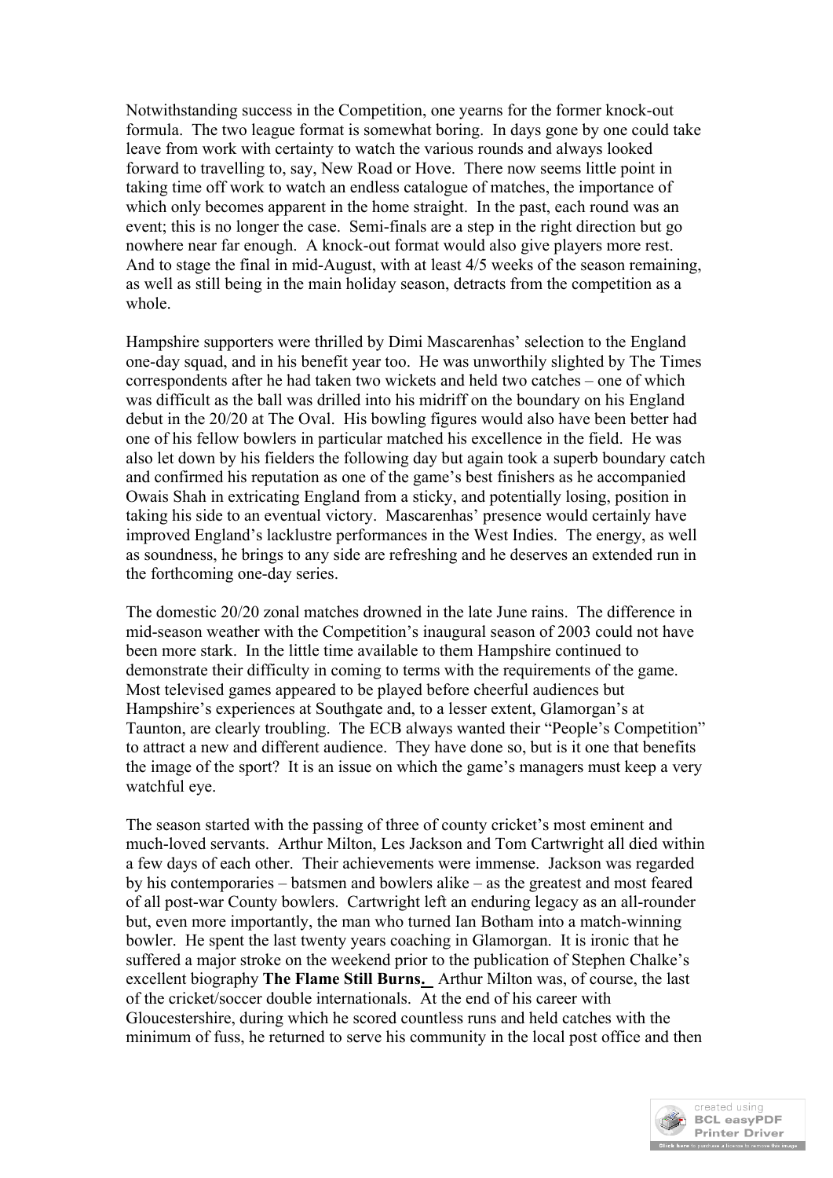Notwithstanding success in the Competition, one yearns for the former knock-out formula. The two league format is somewhat boring. In days gone by one could take leave from work with certainty to watch the various rounds and always looked forward to travelling to, say, New Road or Hove. There now seems little point in taking time off work to watch an endless catalogue of matches, the importance of which only becomes apparent in the home straight. In the past, each round was an event; this is no longer the case. Semi-finals are a step in the right direction but go nowhere near far enough. A knock-out format would also give players more rest. And to stage the final in mid-August, with at least 4/5 weeks of the season remaining, as well as still being in the main holiday season, detracts from the competition as a whole.

Hampshire supporters were thrilled by Dimi Mascarenhas' selection to the England one-day squad, and in his benefit year too. He was unworthily slighted by The Times correspondents after he had taken two wickets and held two catches – one of which was difficult as the ball was drilled into his midriff on the boundary on his England debut in the 20/20 at The Oval. His bowling figures would also have been better had one of his fellow bowlers in particular matched his excellence in the field. He was also let down by his fielders the following day but again took a superb boundary catch and confirmed his reputation as one of the game's best finishers as he accompanied Owais Shah in extricating England from a sticky, and potentially losing, position in taking his side to an eventual victory. Mascarenhas' presence would certainly have improved England's lacklustre performances in the West Indies. The energy, as well as soundness, he brings to any side are refreshing and he deserves an extended run in the forthcoming one-day series.

The domestic 20/20 zonal matches drowned in the late June rains. The difference in mid-season weather with the Competition's inaugural season of 2003 could not have been more stark. In the little time available to them Hampshire continued to demonstrate their difficulty in coming to terms with the requirements of the game. Most televised games appeared to be played before cheerful audiences but Hampshire's experiences at Southgate and, to a lesser extent, Glamorgan's at Taunton, are clearly troubling. The ECB always wanted their "People's Competition" to attract a new and different audience. They have done so, but is it one that benefits the image of the sport? It is an issue on which the game's managers must keep a very watchful eye.

The season started with the passing of three of county cricket's most eminent and much-loved servants. Arthur Milton, Les Jackson and Tom Cartwright all died within a few days of each other. Their achievements were immense. Jackson was regarded by his contemporaries – batsmen and bowlers alike – as the greatest and most feared of all post-war County bowlers. Cartwright left an enduring legacy as an all-rounder but, even more importantly, the man who turned Ian Botham into a match-winning bowler. He spent the last twenty years coaching in Glamorgan. It is ironic that he suffered a major stroke on the weekend prior to the publication of Stephen Chalke's excellent biography **The Flame Still Burns.** Arthur Milton was, of course, the last of the cricket/soccer double internationals. At the end of his career with Gloucestershire, during which he scored countless runs and held catches with the minimum of fuss, he returned to serve his community in the local post office and then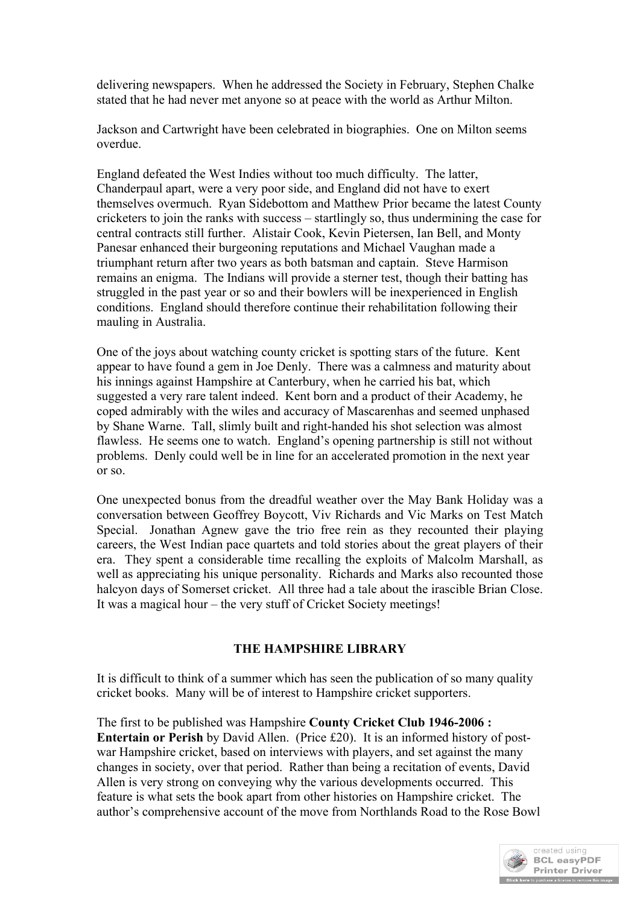delivering newspapers. When he addressed the Society in February, Stephen Chalke stated that he had never met anyone so at peace with the world as Arthur Milton.

Jackson and Cartwright have been celebrated in biographies. One on Milton seems overdue.

England defeated the West Indies without too much difficulty. The latter, Chanderpaul apart, were a very poor side, and England did not have to exert themselves overmuch. Ryan Sidebottom and Matthew Prior became the latest County cricketers to join the ranks with success – startlingly so, thus undermining the case for central contracts still further. Alistair Cook, Kevin Pietersen, Ian Bell, and Monty Panesar enhanced their burgeoning reputations and Michael Vaughan made a triumphant return after two years as both batsman and captain. Steve Harmison remains an enigma. The Indians will provide a sterner test, though their batting has struggled in the past year or so and their bowlers will be inexperienced in English conditions. England should therefore continue their rehabilitation following their mauling in Australia.

One of the joys about watching county cricket is spotting stars of the future. Kent appear to have found a gem in Joe Denly. There was a calmness and maturity about his innings against Hampshire at Canterbury, when he carried his bat, which suggested a very rare talent indeed. Kent born and a product of their Academy, he coped admirably with the wiles and accuracy of Mascarenhas and seemed unphased by Shane Warne. Tall, slimly built and right-handed his shot selection was almost flawless. He seems one to watch. England's opening partnership is still not without problems. Denly could well be in line for an accelerated promotion in the next year or so.

One unexpected bonus from the dreadful weather over the May Bank Holiday was a conversation between Geoffrey Boycott, Viv Richards and Vic Marks on Test Match Special. Jonathan Agnew gave the trio free rein as they recounted their playing careers, the West Indian pace quartets and told stories about the great players of their era. They spent a considerable time recalling the exploits of Malcolm Marshall, as well as appreciating his unique personality. Richards and Marks also recounted those halcyon days of Somerset cricket. All three had a tale about the irascible Brian Close. It was a magical hour – the very stuff of Cricket Society meetings!

## THE HAMPSHIRE LIBRARY

It is difficult to think of a summer which has seen the publication of so many quality cricket books. Many will be of interest to Hampshire cricket supporters.

The first to be published was Hampshire **County Cricket Club 1946-2006 : Entertain or Perish** by David Allen. (Price £20). It is an informed history of post-war Hampshire cricket, based on interviews with players, and set against the many changes in society, over that period. Rather than being a recitation of events, David Allen is very strong on conveying why the various developments occurred. This feature is what sets the book apart from other histories on Hampshire cricket. The author's comprehensive account of the move from Northlands Road to the Rose Bowl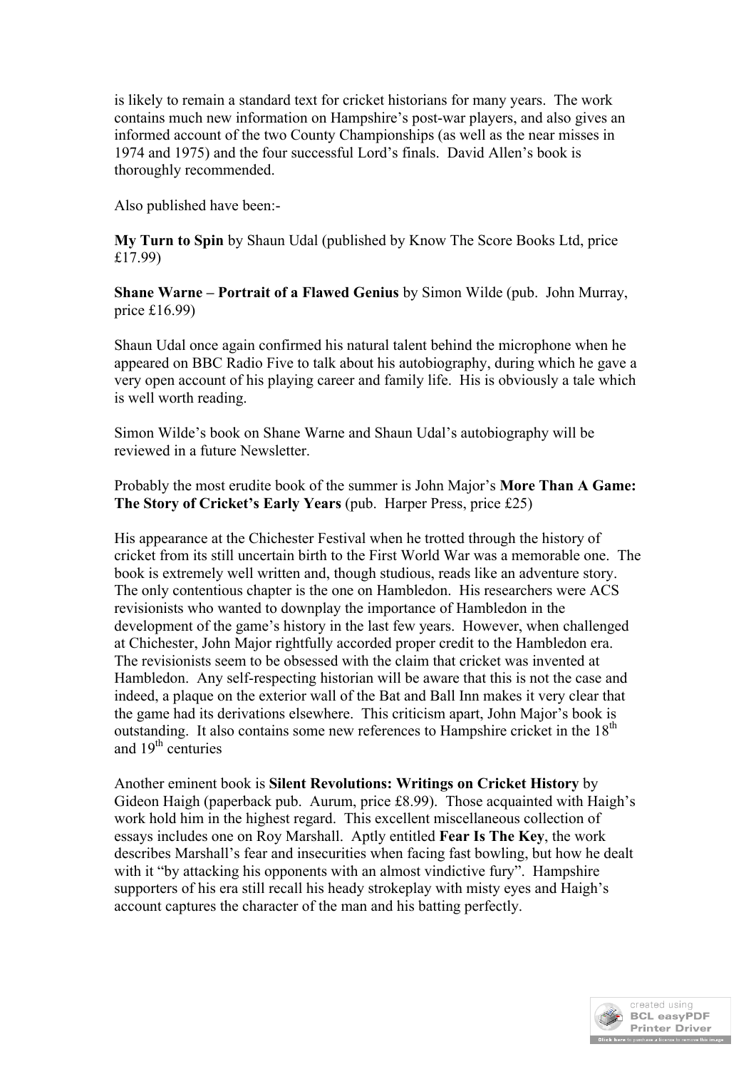is likely to remain a standard text for cricket historians for many years. The work contains much new information on Hampshire's post-war players, and also gives an informed account of the two County Championships (as well as the near misses in 1974 and 1975) and the four successful Lord's finals. David Allen's book is thoroughly recommended.

Also published have been:-

**My Turn to Spin** by Shaun Udal (published by Know The Score Books Ltd, price £17.99)

**Shane Warne – Portrait of a Flawed Genius** by Simon Wilde (pub. John Murray, price £16.99)

Shaun Udal once again confirmed his natural talent behind the microphone when he appeared on BBC Radio Five to talk about his autobiography, during which he gave a very open account of his playing career and family life. His is obviously a tale which is well worth reading.

Simon Wilde's book on Shane Warne and Shaun Udal's autobiography will be reviewed in a future Newsletter.

Probably the most erudite book of the summer is John Major's **More Than A Game: The Story of Cricket's Early Years** (pub. Harper Press, price £25)

His appearance at the Chichester Festival when he trotted through the history of cricket from its still uncertain birth to the First World War was a memorable one. The book is extremely well written and, though studious, reads like an adventure story. The only contentious chapter is the one on Hambledon. His researchers were ACS revisionists who wanted to downplay the importance of Hambledon in the development of the game's history in the last few years. However, when challenged at Chichester, John Major rightfully accorded proper credit to the Hambledon era. The revisionists seem to be obsessed with the claim that cricket was invented at Hambledon. Any self-respecting historian will be aware that this is not the case and indeed, a plaque on the exterior wall of the Bat and Ball Inn makes it very clear that the game had its derivations elsewhere. This criticism apart, John Major's book is outstanding. It also contains some new references to Hampshire cricket in the 18th and 19th centuries

Another eminent book is **Silent Revolutions: Writings on Cricket History** by Gideon Haigh (paperback pub. Aurum, price £8.99). Those acquainted with Haigh's work hold him in the highest regard. This excellent miscellaneous collection of essays includes one on Roy Marshall. Aptly entitled **Fear Is The Key**, the work describes Marshall's fear and insecurities when facing fast bowling, but how he dealt with it "by attacking his opponents with an almost vindictive fury". Hampshire supporters of his era still recall his heady strokeplay with misty eyes and Haigh's account captures the character of the man and his batting perfectly.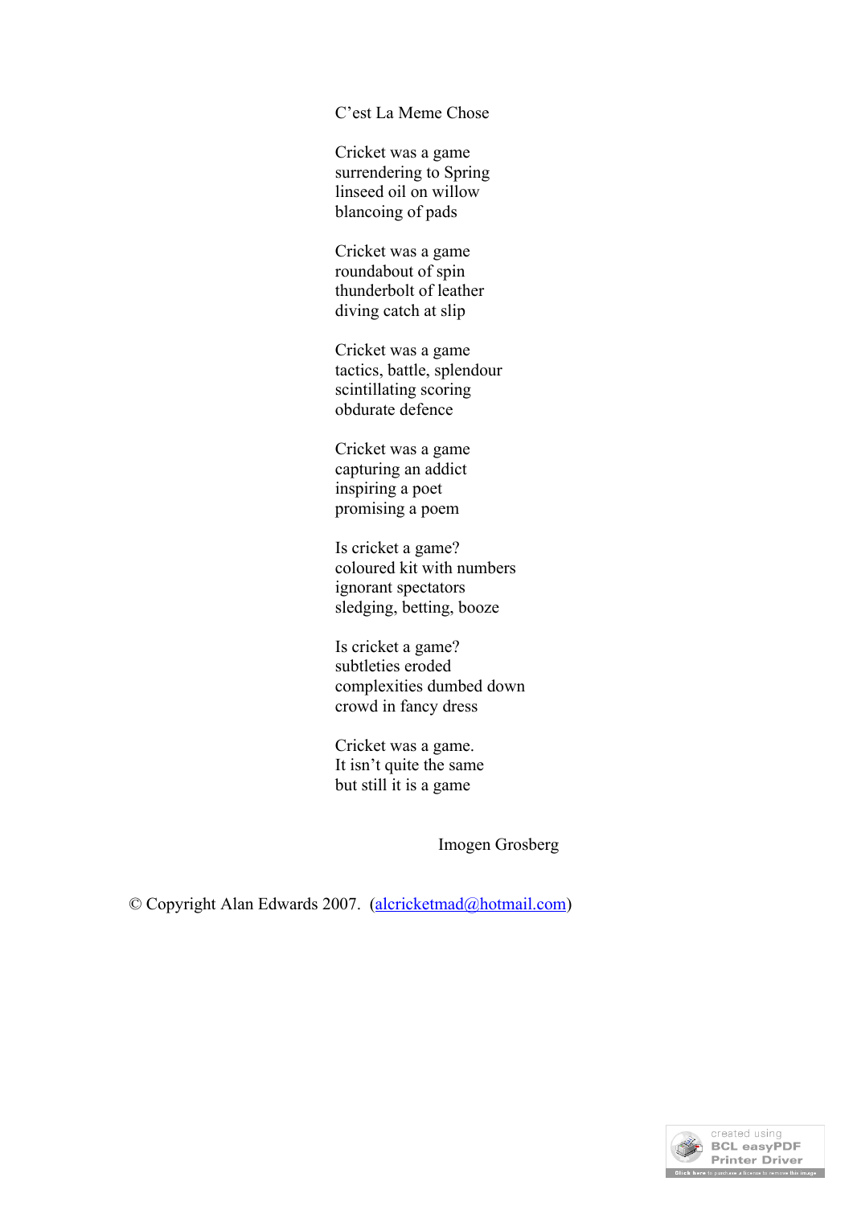# C'est La Meme Chose

Cricket was a game  
surrendering to Spring  
linseed oil on willow  
blancoing of pads

Cricket was a game  
roundabout of spin  
thunderbolt of leather  
diving catch at slip

Cricket was a game  
tactics, battle, splendour  
scintillating scoring  
obdurate defence

Cricket was a game  
capturing an addict  
inspiring a poet  
promising a poem

Is cricket a game?  
coloured kit with numbers  
ignorant spectators  
sledging, betting, booze

Is cricket a game?  
subtleties eroded  
complexities dumbed down  
crowd in fancy dress

Cricket was a game.  
It isn't quite the same  
but still it is a game

Imogen Grosberg

© Copyright Alan Edwards 2007. (alcricketmad@hotmail.com)